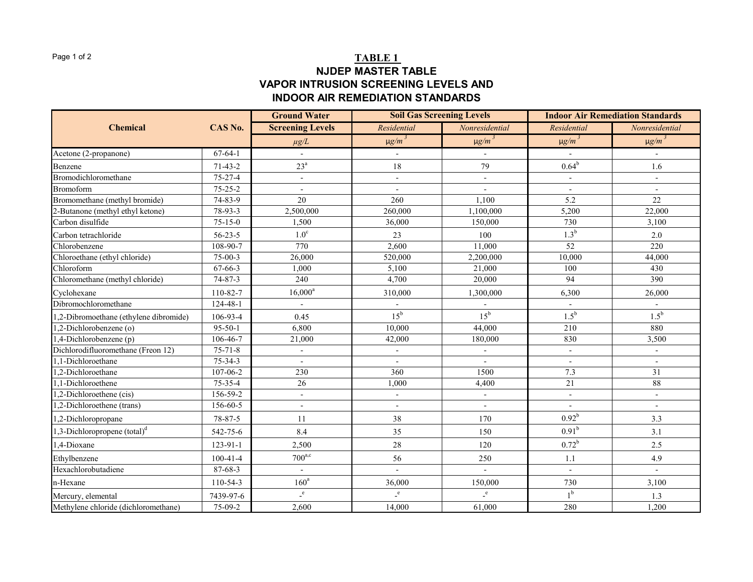# TABLE 1

## NJDEP MASTER TABLE
## VAPOR INTRUSION SCREENING LEVELS AND INDOOR AIR REMEDIATION STANDARDS

| Chemical | CAS No. | Ground Water Screening Levels | Soil Gas Screening Levels | | Indoor Air Remediation Standards | |
|---|---|---|---|---|---|---|
| | | | *Residential* | *Nonresidential* | *Residential* | *Nonresidential* |
| | | *μg/L* | *μg/m³* | *μg/m³* | *μg/m³* | *μg/m³* |
| Acetone (2-propanone) | 67-64-1 | - | - | - | - | - |
| Benzene | 71-43-2 | 23[a] | 18 | 79 | 0.64[b] | 1.6 |
| Bromodichloromethane | 75-27-4 | - | - | - | - | - |
| Bromoform | 75-25-2 | - | - | - | - | - |
| Bromomethane (methyl bromide) | 74-83-9 | 20 | 260 | 1,100 | 5.2 | 22 |
| 2-Butanone (methyl ethyl ketone) | 78-93-3 | 2,500,000 | 260,000 | 1,100,000 | 5,200 | 22,000 |
| Carbon disulfide | 75-15-0 | 1,500 | 36,000 | 150,000 | 730 | 3,100 |
| Carbon tetrachloride | 56-23-5 | 1.0[c] | 23 | 100 | 1.3[b] | 2.0 |
| Chlorobenzene | 108-90-7 | 770 | 2,600 | 11,000 | 52 | 220 |
| Chloroethane (ethyl chloride) | 75-00-3 | 26,000 | 520,000 | 2,200,000 | 10,000 | 44,000 |
| Chloroform | 67-66-3 | 1,000 | 5,100 | 21,000 | 100 | 430 |
| Chloromethane (methyl chloride) | 74-87-3 | 240 | 4,700 | 20,000 | 94 | 390 |
| Cyclohexane | 110-82-7 | 16,000[a] | 310,000 | 1,300,000 | 6,300 | 26,000 |
| Dibromochloromethane | 124-48-1 | - | - | - | - | - |
| 1,2-Dibromoethane (ethylene dibromide) | 106-93-4 | 0.45 | 15[b] | 15[b] | 1.5[b] | 1.5[b] |
| 1,2-Dichlorobenzene (o) | 95-50-1 | 6,800 | 10,000 | 44,000 | 210 | 880 |
| 1,4-Dichlorobenzene (p) | 106-46-7 | 21,000 | 42,000 | 180,000 | 830 | 3,500 |
| Dichlorodifluoromethane (Freon 12) | 75-71-8 | - | - | - | - | - |
| 1,1-Dichloroethane | 75-34-3 | - | - | - | - | - |
| 1,2-Dichloroethane | 107-06-2 | 230 | 360 | 1500 | 7.3 | 31 |
| 1,1-Dichloroethene | 75-35-4 | 26 | 1,000 | 4,400 | 21 | 88 |
| 1,2-Dichloroethene (cis) | 156-59-2 | - | - | - | - | - |
| 1,2-Dichloroethene (trans) | 156-60-5 | - | - | - | - | - |
| 1,2-Dichloropropane | 78-87-5 | 11 | 38 | 170 | 0.92[b] | 3.3 |
| 1,3-Dichloropropene (total)[d] | 542-75-6 | 8.4 | 35 | 150 | 0.91[b] | 3.1 |
| 1,4-Dioxane | 123-91-1 | 2,500 | 28 | 120 | 0.72[b] | 2.5 |
| Ethylbenzene | 100-41-4 | 700[a,c] | 56 | 250 | 1.1 | 4.9 |
| Hexachlorobutadiene | 87-68-3 | - | - | - | - | - |
| n-Hexane | 110-54-3 | 160[a] | 36,000 | 150,000 | 730 | 3,100 |
| Mercury, elemental | 7439-97-6 | -[e] | -[e] | -[e] | 1[b] | 1.3 |
| Methylene chloride (dichloromethane) | 75-09-2 | 2,600 | 14,000 | 61,000 | 280 | 1,200 |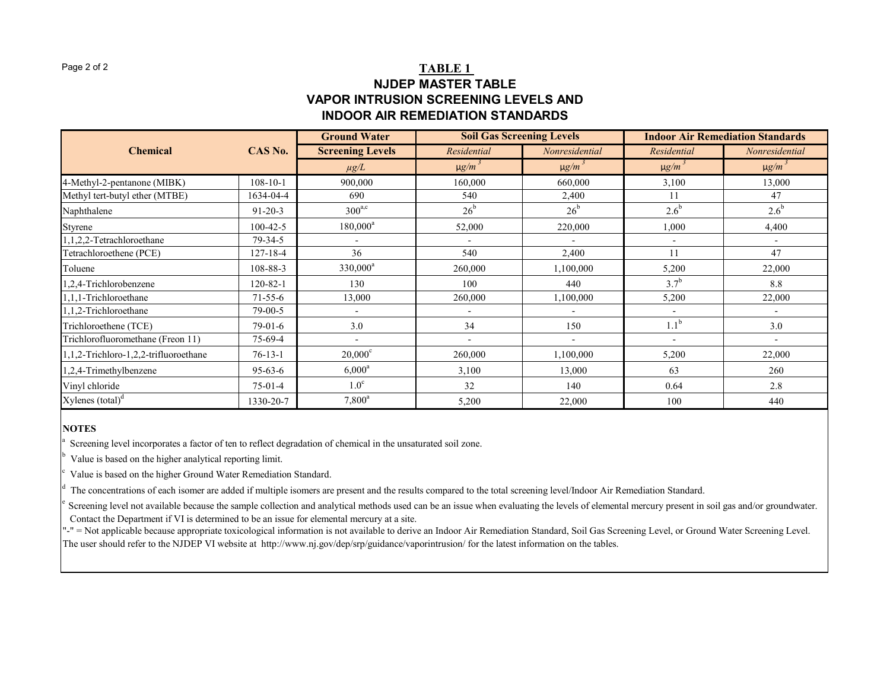# TABLE 1

## NJDEP MASTER TABLE
## VAPOR INTRUSION SCREENING LEVELS AND INDOOR AIR REMEDIATION STANDARDS

| Chemical | CAS No. | Ground Water Screening Levels | Soil Gas Screening Levels | | Indoor Air Remediation Standards | |
|---|---|---|---|---|---|---|
| | | | *Residential* | *Nonresidential* | *Residential* | *Nonresidential* |
| | | *µg/L* | $\mu g/m^3$ | $\mu g/m^3$ | $\mu g/m^3$ | $\mu g/m^3$ |
| 4-Methyl-2-pentanone (MIBK) | 108-10-1 | 900,000 | 160,000 | 660,000 | 3,100 | 13,000 |
| Methyl tert-butyl ether (MTBE) | 1634-04-4 | 690 | 540 | 2,400 | 11 | 47 |
| Naphthalene | 91-20-3 | 300[a,c] | 26[b] | 26[b] | 2.6[b] | 2.6[b] |
| Styrene | 100-42-5 | 180,000[a] | 52,000 | 220,000 | 1,000 | 4,400 |
| 1,1,2,2-Tetrachloroethane | 79-34-5 | - | - | - | - | - |
| Tetrachloroethene (PCE) | 127-18-4 | 36 | 540 | 2,400 | 11 | 47 |
| Toluene | 108-88-3 | 330,000[a] | 260,000 | 1,100,000 | 5,200 | 22,000 |
| 1,2,4-Trichlorobenzene | 120-82-1 | 130 | 100 | 440 | 3.7[b] | 8.8 |
| 1,1,1-Trichloroethane | 71-55-6 | 13,000 | 260,000 | 1,100,000 | 5,200 | 22,000 |
| 1,1,2-Trichloroethane | 79-00-5 | - | - | - | - | - |
| Trichloroethene (TCE) | 79-01-6 | 3.0 | 34 | 150 | 1.1[b] | 3.0 |
| Trichlorofluoromethane (Freon 11) | 75-69-4 | - | - | - | - | - |
| 1,1,2-Trichloro-1,2,2-trifluoroethane | 76-13-1 | 20,000[c] | 260,000 | 1,100,000 | 5,200 | 22,000 |
| 1,2,4-Trimethylbenzene | 95-63-6 | 6,000[a] | 3,100 | 13,000 | 63 | 260 |
| Vinyl chloride | 75-01-4 | 1.0[c] | 32 | 140 | 0.64 | 2.8 |
| Xylenes (total)[d] | 1330-20-7 | 7,800[a] | 5,200 | 22,000 | 100 | 440 |

**NOTES**

[a] Screening level incorporates a factor of ten to reflect degradation of chemical in the unsaturated soil zone.

[b] Value is based on the higher analytical reporting limit.

[c] Value is based on the higher Ground Water Remediation Standard.

[d] The concentrations of each isomer are added if multiple isomers are present and the results compared to the total screening level/Indoor Air Remediation Standard.

[e] Screening level not available because the sample collection and analytical methods used can be an issue when evaluating the levels of elemental mercury present in soil gas and/or groundwater. Contact the Department if VI is determined to be an issue for elemental mercury at a site.

"-" = Not applicable because appropriate toxicological information is not available to derive an Indoor Air Remediation Standard, Soil Gas Screening Level, or Ground Water Screening Level.

The user should refer to the NJDEP VI website at http://www.nj.gov/dep/srp/guidance/vaporintrusion/ for the latest information on the tables.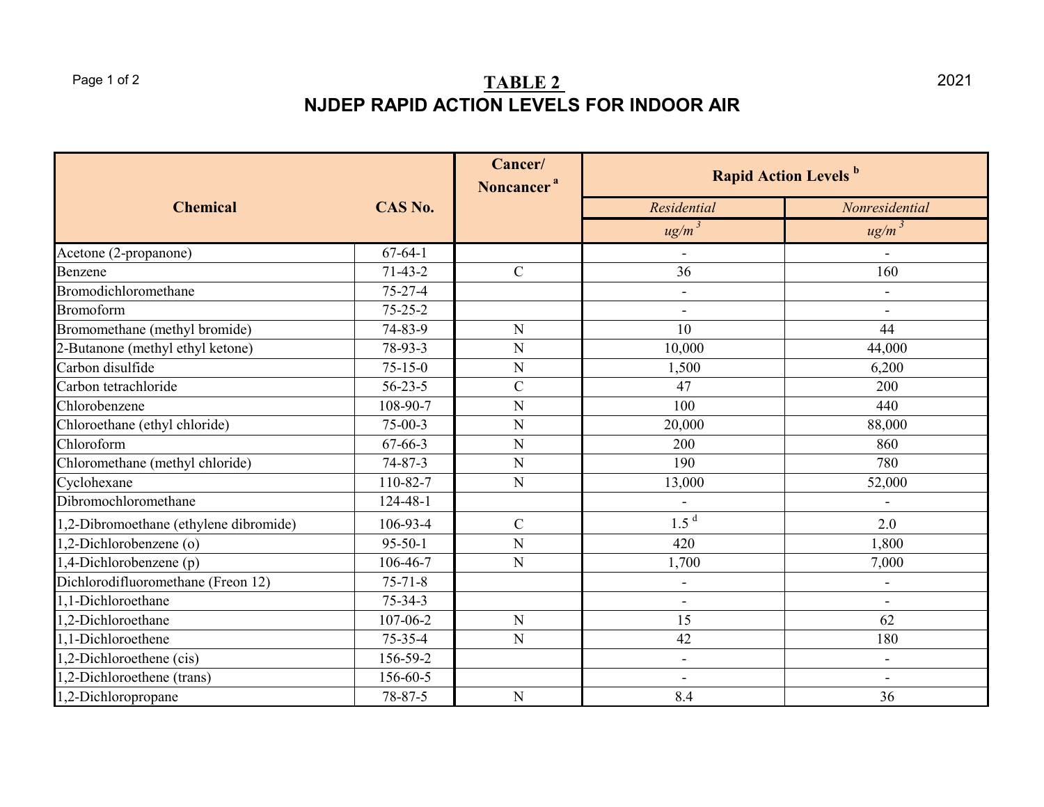# TABLE 2

# NJDEP RAPID ACTION LEVELS FOR INDOOR AIR

2021

| Chemical | CAS No. | Cancer/ Noncancer [a] | Rapid Action Levels [b] | |
|---|---|---|---|---|
| | | | *Residential* | *Nonresidential* |
| | | | *ug/m$^3$* | *ug/m$^3$* |
| Acetone (2-propanone) | 67-64-1 | | - | - |
| Benzene | 71-43-2 | C | 36 | 160 |
| Bromodichloromethane | 75-27-4 | | - | - |
| Bromoform | 75-25-2 | | - | - |
| Bromomethane (methyl bromide) | 74-83-9 | N | 10 | 44 |
| 2-Butanone (methyl ethyl ketone) | 78-93-3 | N | 10,000 | 44,000 |
| Carbon disulfide | 75-15-0 | N | 1,500 | 6,200 |
| Carbon tetrachloride | 56-23-5 | C | 47 | 200 |
| Chlorobenzene | 108-90-7 | N | 100 | 440 |
| Chloroethane (ethyl chloride) | 75-00-3 | N | 20,000 | 88,000 |
| Chloroform | 67-66-3 | N | 200 | 860 |
| Chloromethane (methyl chloride) | 74-87-3 | N | 190 | 780 |
| Cyclohexane | 110-82-7 | N | 13,000 | 52,000 |
| Dibromochloromethane | 124-48-1 | | - | - |
| 1,2-Dibromoethane (ethylene dibromide) | 106-93-4 | C | 1.5 [d] | 2.0 |
| 1,2-Dichlorobenzene (o) | 95-50-1 | N | 420 | 1,800 |
| 1,4-Dichlorobenzene (p) | 106-46-7 | N | 1,700 | 7,000 |
| Dichlorodifluoromethane (Freon 12) | 75-71-8 | | - | - |
| 1,1-Dichloroethane | 75-34-3 | | - | - |
| 1,2-Dichloroethane | 107-06-2 | N | 15 | 62 |
| 1,1-Dichloroethene | 75-35-4 | N | 42 | 180 |
| 1,2-Dichloroethene (cis) | 156-59-2 | | - | - |
| 1,2-Dichloroethene (trans) | 156-60-5 | | - | - |
| 1,2-Dichloropropane | 78-87-5 | N | 8.4 | 36 |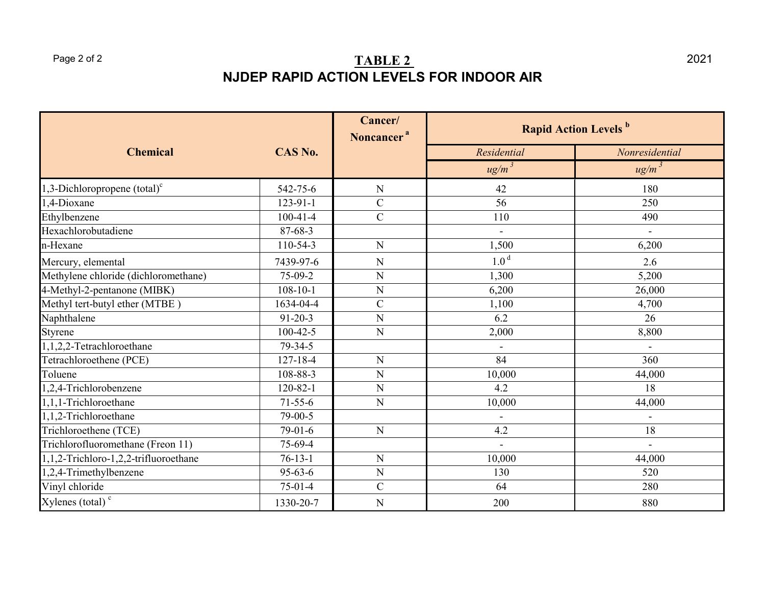# TABLE 2
## NJDEP RAPID ACTION LEVELS FOR INDOOR AIR

| Chemical | CAS No. | Cancer/ Noncancer [a] | Rapid Action Levels [b] | |
|---|---|---|---|---|
| | | | *Residential* | *Nonresidential* |
| | | | *ug/m³* | *ug/m³* |
| 1,3-Dichloropropene (total) [c] | 542-75-6 | N | 42 | 180 |
| 1,4-Dioxane | 123-91-1 | C | 56 | 250 |
| Ethylbenzene | 100-41-4 | C | 110 | 490 |
| Hexachlorobutadiene | 87-68-3 | | - | - |
| n-Hexane | 110-54-3 | N | 1,500 | 6,200 |
| Mercury, elemental | 7439-97-6 | N | 1.0 [d] | 2.6 |
| Methylene chloride (dichloromethane) | 75-09-2 | N | 1,300 | 5,200 |
| 4-Methyl-2-pentanone (MIBK) | 108-10-1 | N | 6,200 | 26,000 |
| Methyl tert-butyl ether (MTBE ) | 1634-04-4 | C | 1,100 | 4,700 |
| Naphthalene | 91-20-3 | N | 6.2 | 26 |
| Styrene | 100-42-5 | N | 2,000 | 8,800 |
| 1,1,2,2-Tetrachloroethane | 79-34-5 | | - | - |
| Tetrachloroethene (PCE) | 127-18-4 | N | 84 | 360 |
| Toluene | 108-88-3 | N | 10,000 | 44,000 |
| 1,2,4-Trichlorobenzene | 120-82-1 | N | 4.2 | 18 |
| 1,1,1-Trichloroethane | 71-55-6 | N | 10,000 | 44,000 |
| 1,1,2-Trichloroethane | 79-00-5 | | - | - |
| Trichloroethene (TCE) | 79-01-6 | N | 4.2 | 18 |
| Trichlorofluoromethane (Freon 11) | 75-69-4 | | - | - |
| 1,1,2-Trichloro-1,2,2-trifluoroethane | 76-13-1 | N | 10,000 | 44,000 |
| 1,2,4-Trimethylbenzene | 95-63-6 | N | 130 | 520 |
| Vinyl chloride | 75-01-4 | C | 64 | 280 |
| Xylenes (total) [c] | 1330-20-7 | N | 200 | 880 |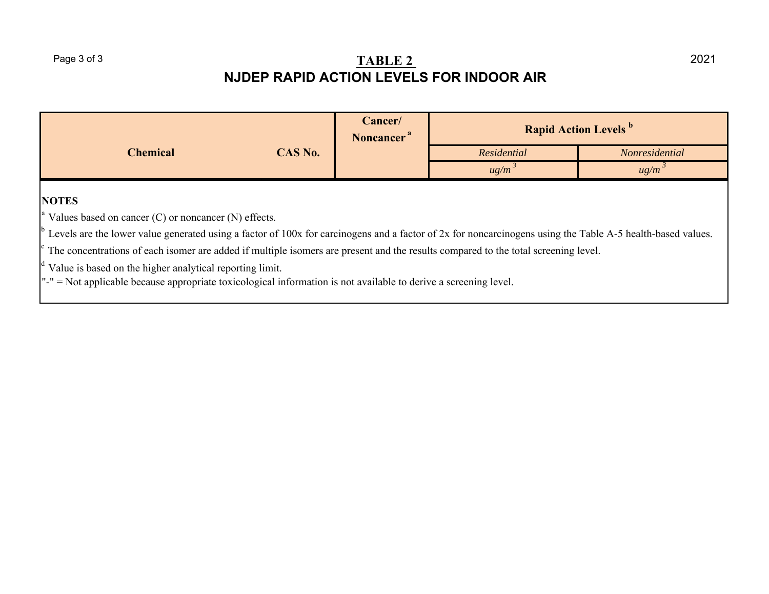## TABLE 2

# NJDEP RAPID ACTION LEVELS FOR INDOOR AIR

| Chemical | CAS No. | Cancer/ Noncancer [a] | Rapid Action Levels [b] | |
|---|---|---|---|---|
| | | | *Residential* | *Nonresidential* |
| | | | *ug/m³* | *ug/m³* |

**NOTES**

[a] Values based on cancer (C) or noncancer (N) effects.

[b] Levels are the lower value generated using a factor of 100x for carcinogens and a factor of 2x for noncarcinogens using the Table A-5 health-based values.

[c] The concentrations of each isomer are added if multiple isomers are present and the results compared to the total screening level.

[d] Value is based on the higher analytical reporting limit.

"-" = Not applicable because appropriate toxicological information is not available to derive a screening level.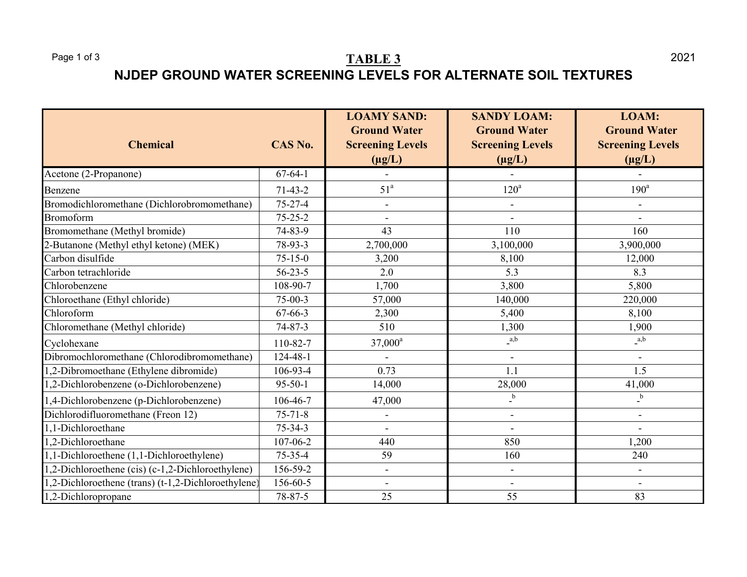# TABLE 3

## NJDEP GROUND WATER SCREENING LEVELS FOR ALTERNATE SOIL TEXTURES

| Chemical | CAS No. | LOAMY SAND: Ground Water Screening Levels (µg/L) | SANDY LOAM: Ground Water Screening Levels (µg/L) | LOAM: Ground Water Screening Levels (µg/L) |
|---|---|---|---|---|
| Acetone (2-Propanone) | 67-64-1 | - | - | - |
| Benzene | 71-43-2 | 51[a] | 120[a] | 190[a] |
| Bromodichloromethane (Dichlorobromomethane) | 75-27-4 | - | - | - |
| Bromoform | 75-25-2 | - | - | - |
| Bromomethane (Methyl bromide) | 74-83-9 | 43 | 110 | 160 |
| 2-Butanone (Methyl ethyl ketone) (MEK) | 78-93-3 | 2,700,000 | 3,100,000 | 3,900,000 |
| Carbon disulfide | 75-15-0 | 3,200 | 8,100 | 12,000 |
| Carbon tetrachloride | 56-23-5 | 2.0 | 5.3 | 8.3 |
| Chlorobenzene | 108-90-7 | 1,700 | 3,800 | 5,800 |
| Chloroethane (Ethyl chloride) | 75-00-3 | 57,000 | 140,000 | 220,000 |
| Chloroform | 67-66-3 | 2,300 | 5,400 | 8,100 |
| Chloromethane (Methyl chloride) | 74-87-3 | 510 | 1,300 | 1,900 |
| Cyclohexane | 110-82-7 | 37,000[a] | -[a,b] | -[a,b] |
| Dibromochloromethane (Chlorodibromomethane) | 124-48-1 | - | - | - |
| 1,2-Dibromoethane (Ethylene dibromide) | 106-93-4 | 0.73 | 1.1 | 1.5 |
| 1,2-Dichlorobenzene (o-Dichlorobenzene) | 95-50-1 | 14,000 | 28,000 | 41,000 |
| 1,4-Dichlorobenzene (p-Dichlorobenzene) | 106-46-7 | 47,000 | -[b] | -[b] |
| Dichlorodifluoromethane (Freon 12) | 75-71-8 | - | - | - |
| 1,1-Dichloroethane | 75-34-3 | - | - | - |
| 1,2-Dichloroethane | 107-06-2 | 440 | 850 | 1,200 |
| 1,1-Dichloroethene (1,1-Dichloroethylene) | 75-35-4 | 59 | 160 | 240 |
| 1,2-Dichloroethene (cis) (c-1,2-Dichloroethylene) | 156-59-2 | - | - | - |
| 1,2-Dichloroethene (trans) (t-1,2-Dichloroethylene) | 156-60-5 | - | - | - |
| 1,2-Dichloropropane | 78-87-5 | 25 | 55 | 83 |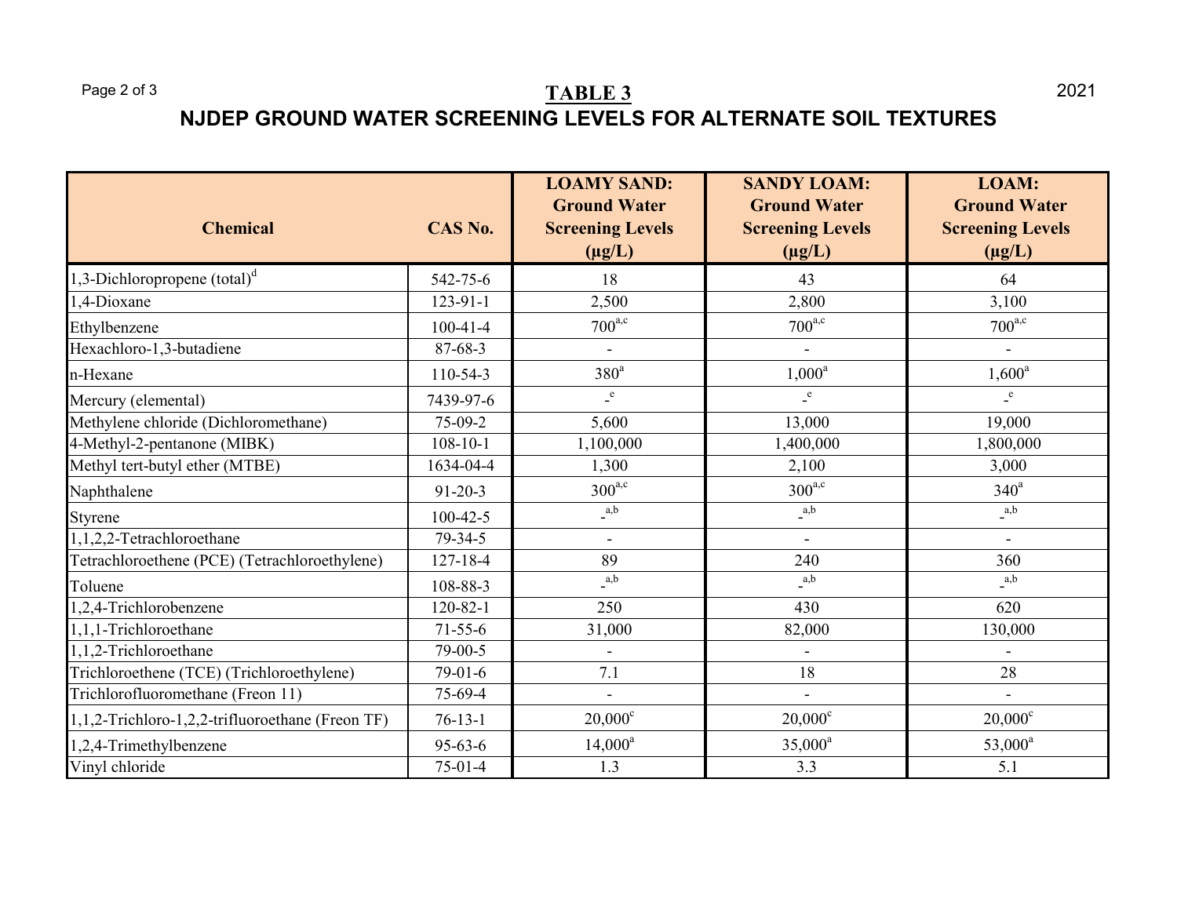# TABLE 3

## NJDEP GROUND WATER SCREENING LEVELS FOR ALTERNATE SOIL TEXTURES

| Chemical | CAS No. | LOAMY SAND: Ground Water Screening Levels (µg/L) | SANDY LOAM: Ground Water Screening Levels (µg/L) | LOAM: Ground Water Screening Levels (µg/L) |
|---|---|---|---|---|
| 1,3-Dichloropropene (total)[d] | 542-75-6 | 18 | 43 | 64 |
| 1,4-Dioxane | 123-91-1 | 2,500 | 2,800 | 3,100 |
| Ethylbenzene | 100-41-4 | 700[a,c] | 700[a,c] | 700[a,c] |
| Hexachloro-1,3-butadiene | 87-68-3 | - | - | - |
| n-Hexane | 110-54-3 | 380[a] | 1,000[a] | 1,600[a] |
| Mercury (elemental) | 7439-97-6 | -[e] | -[e] | -[e] |
| Methylene chloride (Dichloromethane) | 75-09-2 | 5,600 | 13,000 | 19,000 |
| 4-Methyl-2-pentanone (MIBK) | 108-10-1 | 1,100,000 | 1,400,000 | 1,800,000 |
| Methyl tert-butyl ether (MTBE) | 1634-04-4 | 1,300 | 2,100 | 3,000 |
| Naphthalene | 91-20-3 | 300[a,c] | 300[a,c] | 340[a] |
| Styrene | 100-42-5 | -[a,b] | -[a,b] | -[a,b] |
| 1,1,2,2-Tetrachloroethane | 79-34-5 | - | - | - |
| Tetrachloroethene (PCE) (Tetrachloroethylene) | 127-18-4 | 89 | 240 | 360 |
| Toluene | 108-88-3 | -[a,b] | -[a,b] | -[a,b] |
| 1,2,4-Trichlorobenzene | 120-82-1 | 250 | 430 | 620 |
| 1,1,1-Trichloroethane | 71-55-6 | 31,000 | 82,000 | 130,000 |
| 1,1,2-Trichloroethane | 79-00-5 | - | - | - |
| Trichloroethene (TCE) (Trichloroethylene) | 79-01-6 | 7.1 | 18 | 28 |
| Trichlorofluoromethane (Freon 11) | 75-69-4 | - | - | - |
| 1,1,2-Trichloro-1,2,2-trifluoroethane (Freon TF) | 76-13-1 | 20,000[c] | 20,000[c] | 20,000[c] |
| 1,2,4-Trimethylbenzene | 95-63-6 | 14,000[a] | 35,000[a] | 53,000[a] |
| Vinyl chloride | 75-01-4 | 1.3 | 3.3 | 5.1 |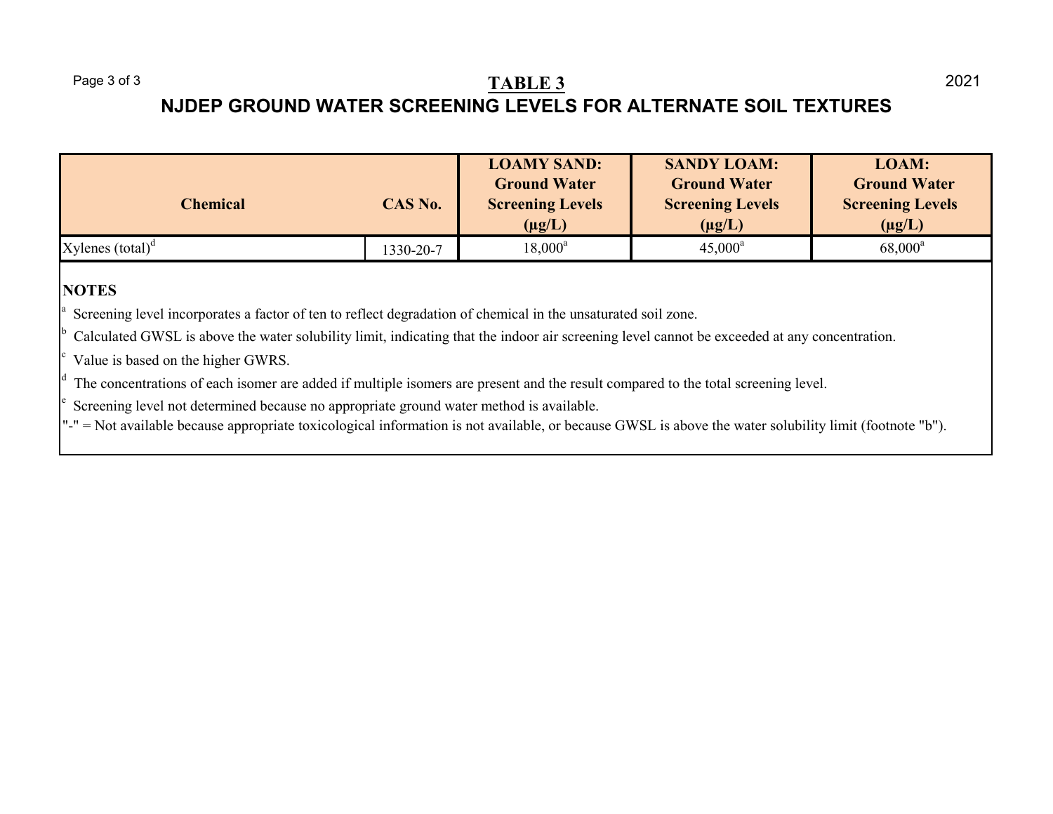# TABLE 3

## NJDEP GROUND WATER SCREENING LEVELS FOR ALTERNATE SOIL TEXTURES

| Chemical | CAS No. | LOAMY SAND: Ground Water Screening Levels (µg/L) | SANDY LOAM: Ground Water Screening Levels (µg/L) | LOAM: Ground Water Screening Levels (µg/L) |
|---|---|---|---|---|
| Xylenes (total)[d] | 1330-20-7 | 18,000[a] | 45,000[a] | 68,000[a] |

**NOTES**

[a] Screening level incorporates a factor of ten to reflect degradation of chemical in the unsaturated soil zone.

[b] Calculated GWSL is above the water solubility limit, indicating that the indoor air screening level cannot be exceeded at any concentration.

[c] Value is based on the higher GWRS.

[d] The concentrations of each isomer are added if multiple isomers are present and the result compared to the total screening level.

[e] Screening level not determined because no appropriate ground water method is available.

"-" = Not available because appropriate toxicological information is not available, or because GWSL is above the water solubility limit (footnote "b").